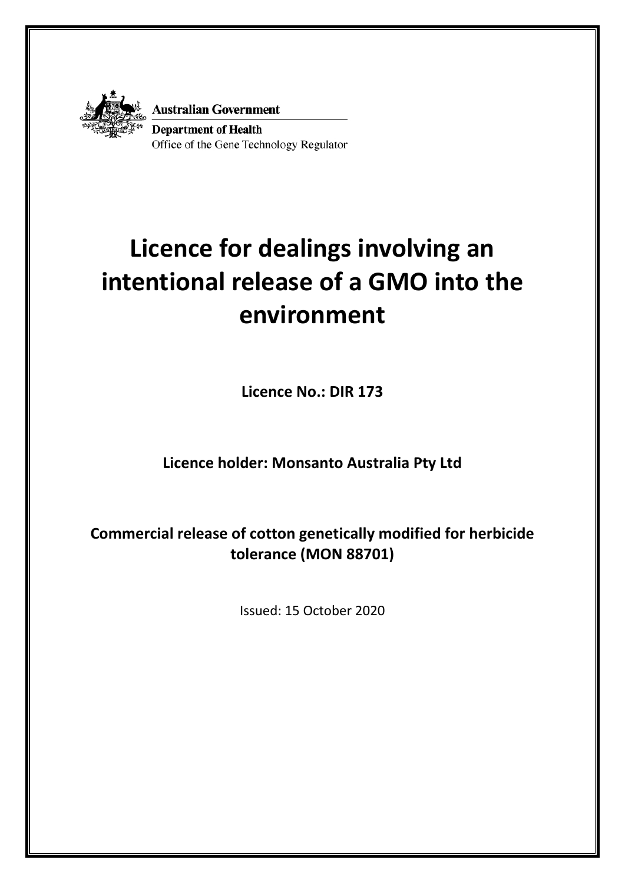Australian Government

Department of Health

Office of the Gene Technology Regulator

# Licence for dealings involving an intentional release of a GMO into the environment

**Licence No.: DIR 173**

**Licence holder: Monsanto Australia Pty Ltd**

**Commercial release of cotton genetically modified for herbicide tolerance (MON 88701)**

Issued: 15 October 2020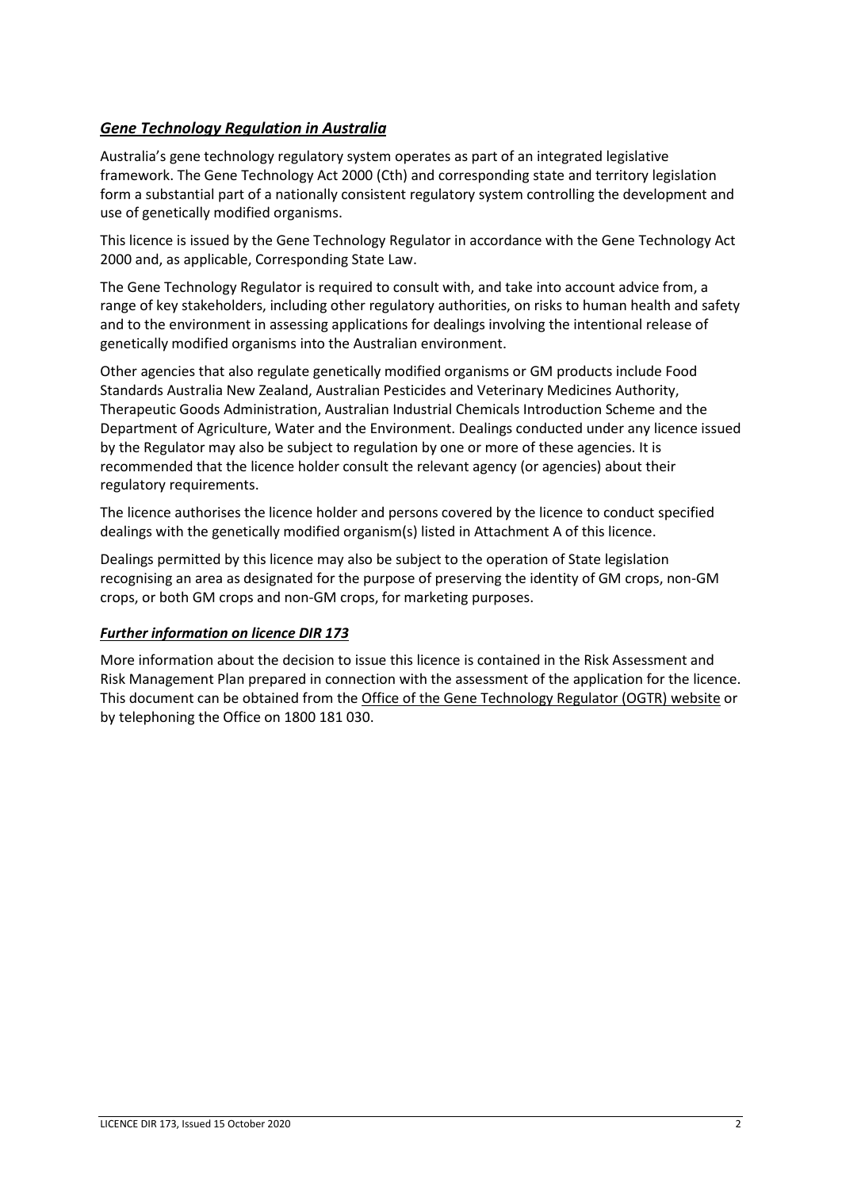## ***Gene Technology Regulation in Australia***

Australia's gene technology regulatory system operates as part of an integrated legislative framework. The Gene Technology Act 2000 (Cth) and corresponding state and territory legislation form a substantial part of a nationally consistent regulatory system controlling the development and use of genetically modified organisms.

This licence is issued by the Gene Technology Regulator in accordance with the Gene Technology Act 2000 and, as applicable, Corresponding State Law.

The Gene Technology Regulator is required to consult with, and take into account advice from, a range of key stakeholders, including other regulatory authorities, on risks to human health and safety and to the environment in assessing applications for dealings involving the intentional release of genetically modified organisms into the Australian environment.

Other agencies that also regulate genetically modified organisms or GM products include Food Standards Australia New Zealand, Australian Pesticides and Veterinary Medicines Authority, Therapeutic Goods Administration, Australian Industrial Chemicals Introduction Scheme and the Department of Agriculture, Water and the Environment. Dealings conducted under any licence issued by the Regulator may also be subject to regulation by one or more of these agencies. It is recommended that the licence holder consult the relevant agency (or agencies) about their regulatory requirements.

The licence authorises the licence holder and persons covered by the licence to conduct specified dealings with the genetically modified organism(s) listed in Attachment A of this licence.

Dealings permitted by this licence may also be subject to the operation of State legislation recognising an area as designated for the purpose of preserving the identity of GM crops, non-GM crops, or both GM crops and non-GM crops, for marketing purposes.

### ***Further information on licence DIR 173***

More information about the decision to issue this licence is contained in the Risk Assessment and Risk Management Plan prepared in connection with the assessment of the application for the licence. This document can be obtained from the Office of the Gene Technology Regulator (OGTR) website or by telephoning the Office on 1800 181 030.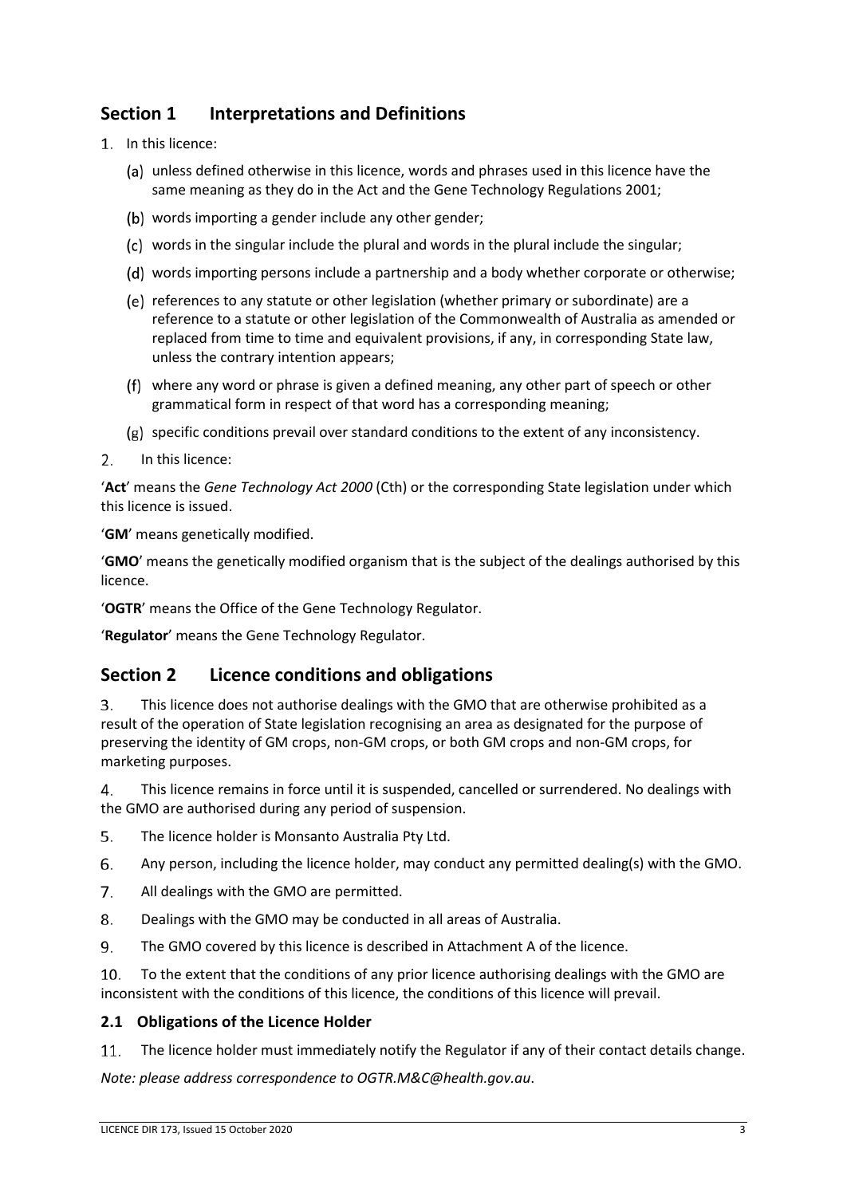## Section 1 Interpretations and Definitions

1. In this licence:

   (a) unless defined otherwise in this licence, words and phrases used in this licence have the same meaning as they do in the Act and the Gene Technology Regulations 2001;

   (b) words importing a gender include any other gender;

   (c) words in the singular include the plural and words in the plural include the singular;

   (d) words importing persons include a partnership and a body whether corporate or otherwise;

   (e) references to any statute or other legislation (whether primary or subordinate) are a reference to a statute or other legislation of the Commonwealth of Australia as amended or replaced from time to time and equivalent provisions, if any, in corresponding State law, unless the contrary intention appears;

   (f) where any word or phrase is given a defined meaning, any other part of speech or other grammatical form in respect of that word has a corresponding meaning;

   (g) specific conditions prevail over standard conditions to the extent of any inconsistency.

2. In this licence:

'**Act**' means the *Gene Technology Act 2000* (Cth) or the corresponding State legislation under which this licence is issued.

'**GM**' means genetically modified.

'**GMO**' means the genetically modified organism that is the subject of the dealings authorised by this licence.

'**OGTR**' means the Office of the Gene Technology Regulator.

'**Regulator**' means the Gene Technology Regulator.

## Section 2 Licence conditions and obligations

3. This licence does not authorise dealings with the GMO that are otherwise prohibited as a result of the operation of State legislation recognising an area as designated for the purpose of preserving the identity of GM crops, non-GM crops, or both GM crops and non-GM crops, for marketing purposes.

4. This licence remains in force until it is suspended, cancelled or surrendered. No dealings with the GMO are authorised during any period of suspension.

5. The licence holder is Monsanto Australia Pty Ltd.

6. Any person, including the licence holder, may conduct any permitted dealing(s) with the GMO.

7. All dealings with the GMO are permitted.

8. Dealings with the GMO may be conducted in all areas of Australia.

9. The GMO covered by this licence is described in Attachment A of the licence.

10. To the extent that the conditions of any prior licence authorising dealings with the GMO are inconsistent with the conditions of this licence, the conditions of this licence will prevail.

### 2.1 Obligations of the Licence Holder

11. The licence holder must immediately notify the Regulator if any of their contact details change.

*Note: please address correspondence to OGTR.M&C@health.gov.au*.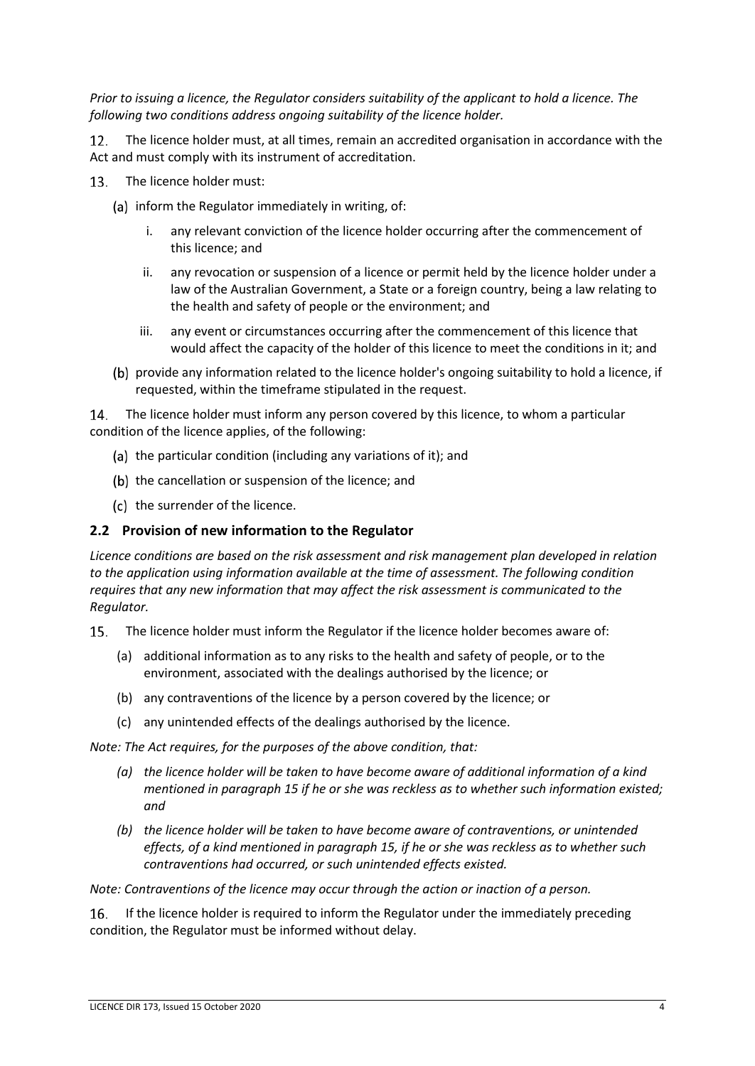*Prior to issuing a licence, the Regulator considers suitability of the applicant to hold a licence. The following two conditions address ongoing suitability of the licence holder.*

12. The licence holder must, at all times, remain an accredited organisation in accordance with the Act and must comply with its instrument of accreditation.

13. The licence holder must:

(a) inform the Regulator immediately in writing, of:

   i. any relevant conviction of the licence holder occurring after the commencement of this licence; and

   ii. any revocation or suspension of a licence or permit held by the licence holder under a law of the Australian Government, a State or a foreign country, being a law relating to the health and safety of people or the environment; and

   iii. any event or circumstances occurring after the commencement of this licence that would affect the capacity of the holder of this licence to meet the conditions in it; and

(b) provide any information related to the licence holder's ongoing suitability to hold a licence, if requested, within the timeframe stipulated in the request.

14. The licence holder must inform any person covered by this licence, to whom a particular condition of the licence applies, of the following:

(a) the particular condition (including any variations of it); and

(b) the cancellation or suspension of the licence; and

(c) the surrender of the licence.

### 2.2 Provision of new information to the Regulator

*Licence conditions are based on the risk assessment and risk management plan developed in relation to the application using information available at the time of assessment. The following condition requires that any new information that may affect the risk assessment is communicated to the Regulator.*

15. The licence holder must inform the Regulator if the licence holder becomes aware of:

(a) additional information as to any risks to the health and safety of people, or to the environment, associated with the dealings authorised by the licence; or

(b) any contraventions of the licence by a person covered by the licence; or

(c) any unintended effects of the dealings authorised by the licence.

*Note: The Act requires, for the purposes of the above condition, that:*

*(a) the licence holder will be taken to have become aware of additional information of a kind mentioned in paragraph 15 if he or she was reckless as to whether such information existed; and*

*(b) the licence holder will be taken to have become aware of contraventions, or unintended effects, of a kind mentioned in paragraph 15, if he or she was reckless as to whether such contraventions had occurred, or such unintended effects existed.*

*Note: Contraventions of the licence may occur through the action or inaction of a person.*

16. If the licence holder is required to inform the Regulator under the immediately preceding condition, the Regulator must be informed without delay.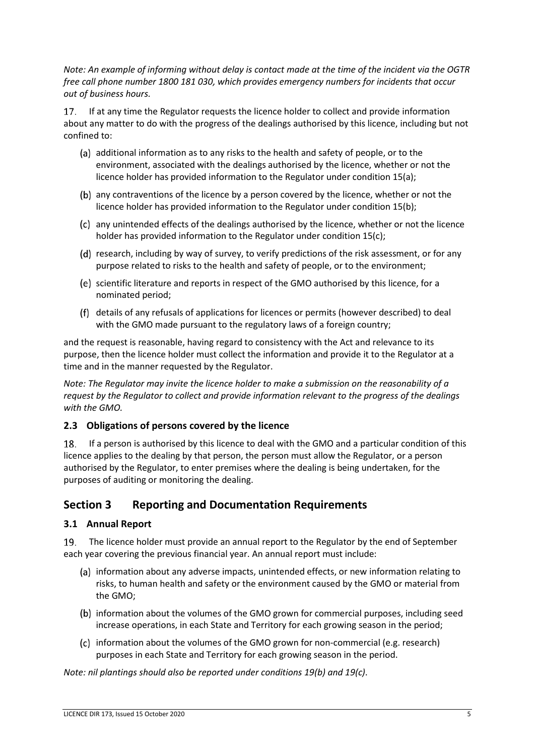*Note: An example of informing without delay is contact made at the time of the incident via the OGTR free call phone number 1800 181 030, which provides emergency numbers for incidents that occur out of business hours.*

17. If at any time the Regulator requests the licence holder to collect and provide information about any matter to do with the progress of the dealings authorised by this licence, including but not confined to:

(a) additional information as to any risks to the health and safety of people, or to the environment, associated with the dealings authorised by the licence, whether or not the licence holder has provided information to the Regulator under condition 15(a);

(b) any contraventions of the licence by a person covered by the licence, whether or not the licence holder has provided information to the Regulator under condition 15(b);

(c) any unintended effects of the dealings authorised by the licence, whether or not the licence holder has provided information to the Regulator under condition 15(c);

(d) research, including by way of survey, to verify predictions of the risk assessment, or for any purpose related to risks to the health and safety of people, or to the environment;

(e) scientific literature and reports in respect of the GMO authorised by this licence, for a nominated period;

(f) details of any refusals of applications for licences or permits (however described) to deal with the GMO made pursuant to the regulatory laws of a foreign country;

and the request is reasonable, having regard to consistency with the Act and relevance to its purpose, then the licence holder must collect the information and provide it to the Regulator at a time and in the manner requested by the Regulator.

*Note: The Regulator may invite the licence holder to make a submission on the reasonability of a request by the Regulator to collect and provide information relevant to the progress of the dealings with the GMO.*

### 2.3 Obligations of persons covered by the licence

18. If a person is authorised by this licence to deal with the GMO and a particular condition of this licence applies to the dealing by that person, the person must allow the Regulator, or a person authorised by the Regulator, to enter premises where the dealing is being undertaken, for the purposes of auditing or monitoring the dealing.

## Section 3 Reporting and Documentation Requirements

### 3.1 Annual Report

19. The licence holder must provide an annual report to the Regulator by the end of September each year covering the previous financial year. An annual report must include:

(a) information about any adverse impacts, unintended effects, or new information relating to risks, to human health and safety or the environment caused by the GMO or material from the GMO;

(b) information about the volumes of the GMO grown for commercial purposes, including seed increase operations, in each State and Territory for each growing season in the period;

(c) information about the volumes of the GMO grown for non-commercial (e.g. research) purposes in each State and Territory for each growing season in the period.

*Note: nil plantings should also be reported under conditions 19(b) and 19(c).*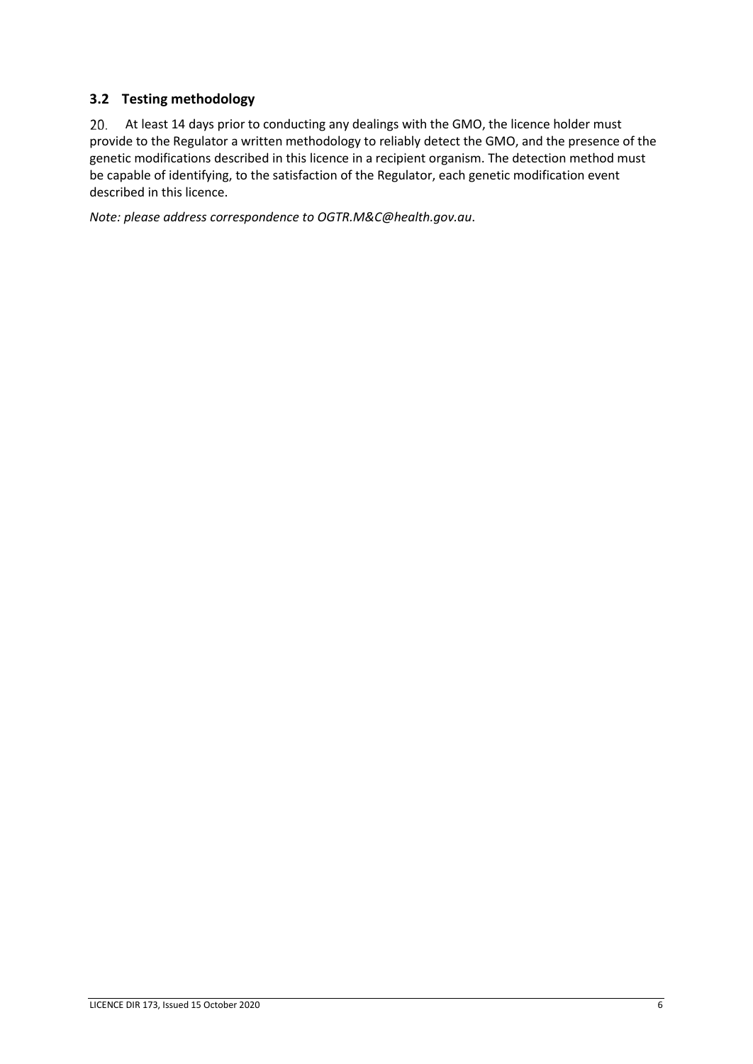### 3.2 Testing methodology

20. At least 14 days prior to conducting any dealings with the GMO, the licence holder must provide to the Regulator a written methodology to reliably detect the GMO, and the presence of the genetic modifications described in this licence in a recipient organism. The detection method must be capable of identifying, to the satisfaction of the Regulator, each genetic modification event described in this licence.

*Note: please address correspondence to OGTR.M&C@health.gov.au.*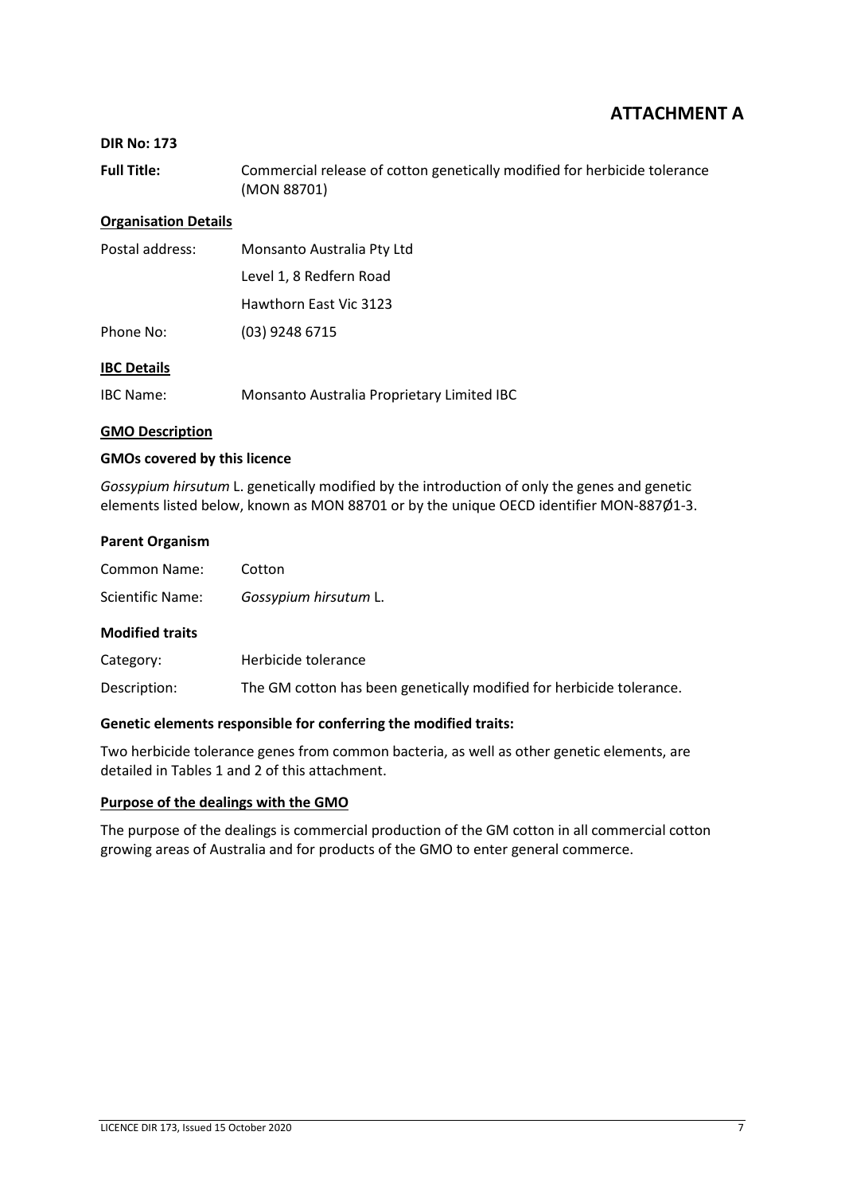# ATTACHMENT A

**DIR No: 173**

**Full Title:** Commercial release of cotton genetically modified for herbicide tolerance (MON 88701)

**Organisation Details**

| | |
|---|---|
| Postal address: | Monsanto Australia Pty Ltd |
| | Level 1, 8 Redfern Road |
| | Hawthorn East Vic 3123 |
| Phone No: | (03) 9248 6715 |

**IBC Details**

IBC Name: Monsanto Australia Proprietary Limited IBC

**GMO Description**

**GMOs covered by this licence**

*Gossypium hirsutum* L. genetically modified by the introduction of only the genes and genetic elements listed below, known as MON 88701 or by the unique OECD identifier MON-887Ø1-3.

**Parent Organism**

| | |
|---|---|
| Common Name: | Cotton |
| Scientific Name: | *Gossypium hirsutum* L. |

**Modified traits**

| | |
|---|---|
| Category: | Herbicide tolerance |
| Description: | The GM cotton has been genetically modified for herbicide tolerance. |

**Genetic elements responsible for conferring the modified traits:**

Two herbicide tolerance genes from common bacteria, as well as other genetic elements, are detailed in Tables 1 and 2 of this attachment.

**Purpose of the dealings with the GMO**

The purpose of the dealings is commercial production of the GM cotton in all commercial cotton growing areas of Australia and for products of the GMO to enter general commerce.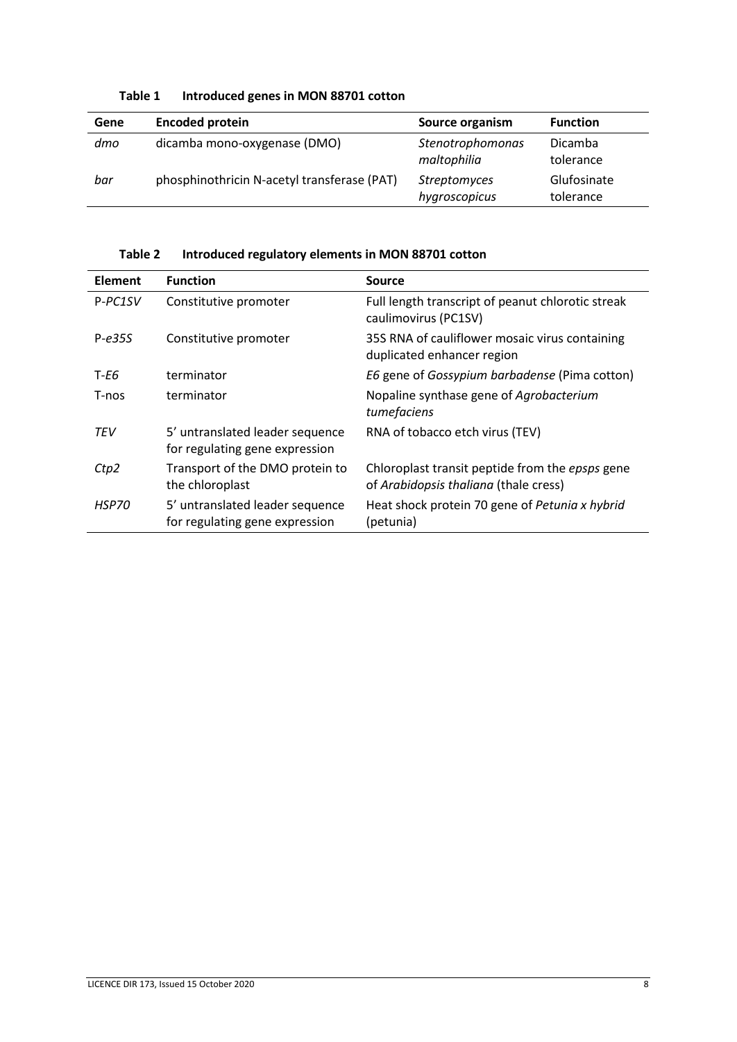**Table 1 Introduced genes in MON 88701 cotton**

| Gene | Encoded protein | Source organism | Function |
|---|---|---|---|
| *dmo* | dicamba mono-oxygenase (DMO) | *Stenotrophomonas maltophilia* | Dicamba tolerance |
| *bar* | phosphinothricin N-acetyl transferase (PAT) | *Streptomyces hygroscopicus* | Glufosinate tolerance |

**Table 2 Introduced regulatory elements in MON 88701 cotton**

| Element | Function | Source |
|---|---|---|
| P-*PC1SV* | Constitutive promoter | Full length transcript of peanut chlorotic streak caulimovirus (PC1SV) |
| P-*e35S* | Constitutive promoter | 35S RNA of cauliflower mosaic virus containing duplicated enhancer region |
| T-*E6* | terminator | *E6* gene of *Gossypium barbadense* (Pima cotton) |
| T-nos | terminator | Nopaline synthase gene of *Agrobacterium tumefaciens* |
| *TEV* | 5' untranslated leader sequence for regulating gene expression | RNA of tobacco etch virus (TEV) |
| *Ctp2* | Transport of the DMO protein to the chloroplast | Chloroplast transit peptide from the *epsps* gene of *Arabidopsis thaliana* (thale cress) |
| *HSP70* | 5' untranslated leader sequence for regulating gene expression | Heat shock protein 70 gene of *Petunia x hybrid* (petunia) |